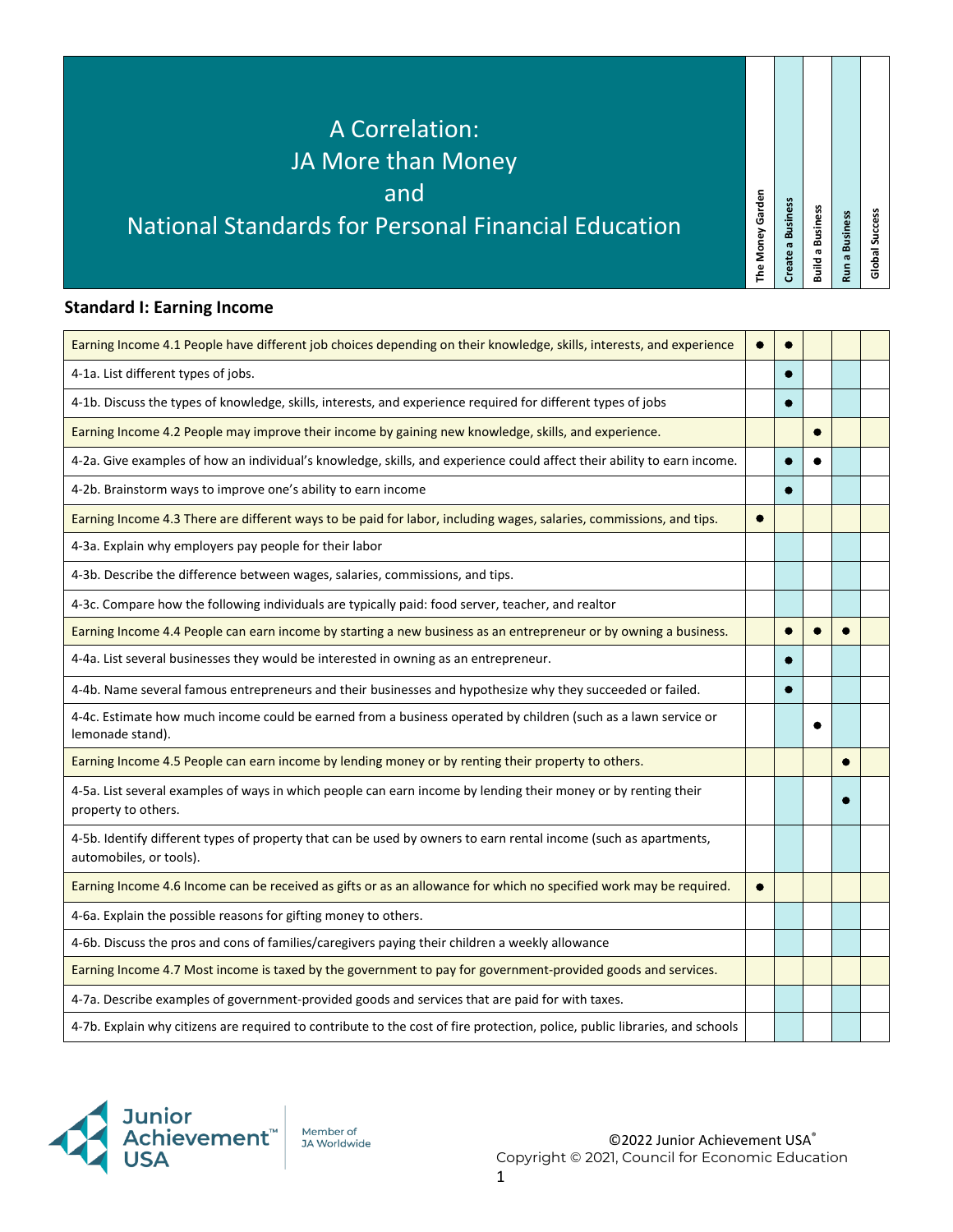# A Correlation: JA More than Money and National Standards for Personal Financial Education

## Standard I: Earning Income

| | The Money Garden | Create a Business | Build a Business | Run a Business | Global Success |
|---|---|---|---|---|---|
| Earning Income 4.1 People have different job choices depending on their knowledge, skills, interests, and experience | ● | ● | | | |
| 4-1a. List different types of jobs. | | ● | | | |
| 4-1b. Discuss the types of knowledge, skills, interests, and experience required for different types of jobs | | ● | | | |
| Earning Income 4.2 People may improve their income by gaining new knowledge, skills, and experience. | | | ● | | |
| 4-2a. Give examples of how an individual's knowledge, skills, and experience could affect their ability to earn income. | | ● | ● | | |
| 4-2b. Brainstorm ways to improve one's ability to earn income | | ● | | | |
| Earning Income 4.3 There are different ways to be paid for labor, including wages, salaries, commissions, and tips. | ● | | | | |
| 4-3a. Explain why employers pay people for their labor | | | | | |
| 4-3b. Describe the difference between wages, salaries, commissions, and tips. | | | | | |
| 4-3c. Compare how the following individuals are typically paid: food server, teacher, and realtor | | | | | |
| Earning Income 4.4 People can earn income by starting a new business as an entrepreneur or by owning a business. | | ● | ● | ● | |
| 4-4a. List several businesses they would be interested in owning as an entrepreneur. | | ● | | | |
| 4-4b. Name several famous entrepreneurs and their businesses and hypothesize why they succeeded or failed. | | ● | | | |
| 4-4c. Estimate how much income could be earned from a business operated by children (such as a lawn service or lemonade stand). | | | ● | | |
| Earning Income 4.5 People can earn income by lending money or by renting their property to others. | | | | ● | |
| 4-5a. List several examples of ways in which people can earn income by lending their money or by renting their property to others. | | | | ● | |
| 4-5b. Identify different types of property that can be used by owners to earn rental income (such as apartments, automobiles, or tools). | | | | | |
| Earning Income 4.6 Income can be received as gifts or as an allowance for which no specified work may be required. | ● | | | | |
| 4-6a. Explain the possible reasons for gifting money to others. | | | | | |
| 4-6b. Discuss the pros and cons of families/caregivers paying their children a weekly allowance | | | | | |
| Earning Income 4.7 Most income is taxed by the government to pay for government-provided goods and services. | | | | | |
| 4-7a. Describe examples of government-provided goods and services that are paid for with taxes. | | | | | |
| 4-7b. Explain why citizens are required to contribute to the cost of fire protection, police, public libraries, and schools | | | | | |

©2022 Junior Achievement USA®
Copyright © 2021, Council for Economic Education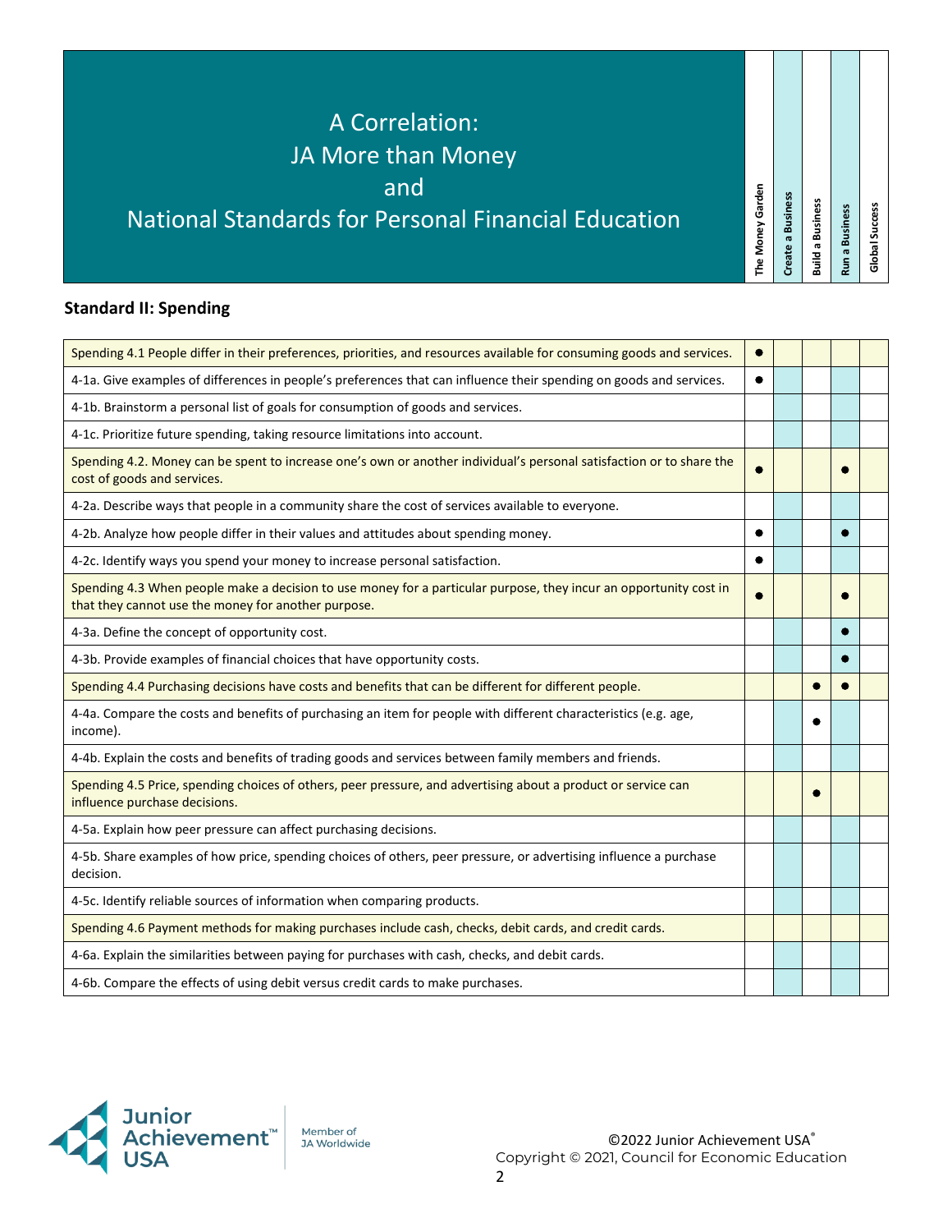# A Correlation: JA More than Money and National Standards for Personal Financial Education

## Standard II: Spending

| | The Money Garden | Create a Business | Build a Business | Run a Business | Global Success |
|---|---|---|---|---|---|
| Spending 4.1 People differ in their preferences, priorities, and resources available for consuming goods and services. | ● | | | | |
| 4-1a. Give examples of differences in people's preferences that can influence their spending on goods and services. | ● | | | | |
| 4-1b. Brainstorm a personal list of goals for consumption of goods and services. | | | | | |
| 4-1c. Prioritize future spending, taking resource limitations into account. | | | | | |
| Spending 4.2. Money can be spent to increase one's own or another individual's personal satisfaction or to share the cost of goods and services. | ● | | | ● | |
| 4-2a. Describe ways that people in a community share the cost of services available to everyone. | | | | | |
| 4-2b. Analyze how people differ in their values and attitudes about spending money. | ● | | | ● | |
| 4-2c. Identify ways you spend your money to increase personal satisfaction. | ● | | | | |
| Spending 4.3 When people make a decision to use money for a particular purpose, they incur an opportunity cost in that they cannot use the money for another purpose. | ● | | | ● | |
| 4-3a. Define the concept of opportunity cost. | | | | ● | |
| 4-3b. Provide examples of financial choices that have opportunity costs. | | | | ● | |
| Spending 4.4 Purchasing decisions have costs and benefits that can be different for different people. | | | ● | ● | |
| 4-4a. Compare the costs and benefits of purchasing an item for people with different characteristics (e.g. age, income). | | | ● | | |
| 4-4b. Explain the costs and benefits of trading goods and services between family members and friends. | | | | | |
| Spending 4.5 Price, spending choices of others, peer pressure, and advertising about a product or service can influence purchase decisions. | | | ● | | |
| 4-5a. Explain how peer pressure can affect purchasing decisions. | | | | | |
| 4-5b. Share examples of how price, spending choices of others, peer pressure, or advertising influence a purchase decision. | | | | | |
| 4-5c. Identify reliable sources of information when comparing products. | | | | | |
| Spending 4.6 Payment methods for making purchases include cash, checks, debit cards, and credit cards. | | | | | |
| 4-6a. Explain the similarities between paying for purchases with cash, checks, and debit cards. | | | | | |
| 4-6b. Compare the effects of using debit versus credit cards to make purchases. | | | | | |

©2022 Junior Achievement USA®
Copyright © 2021, Council for Economic Education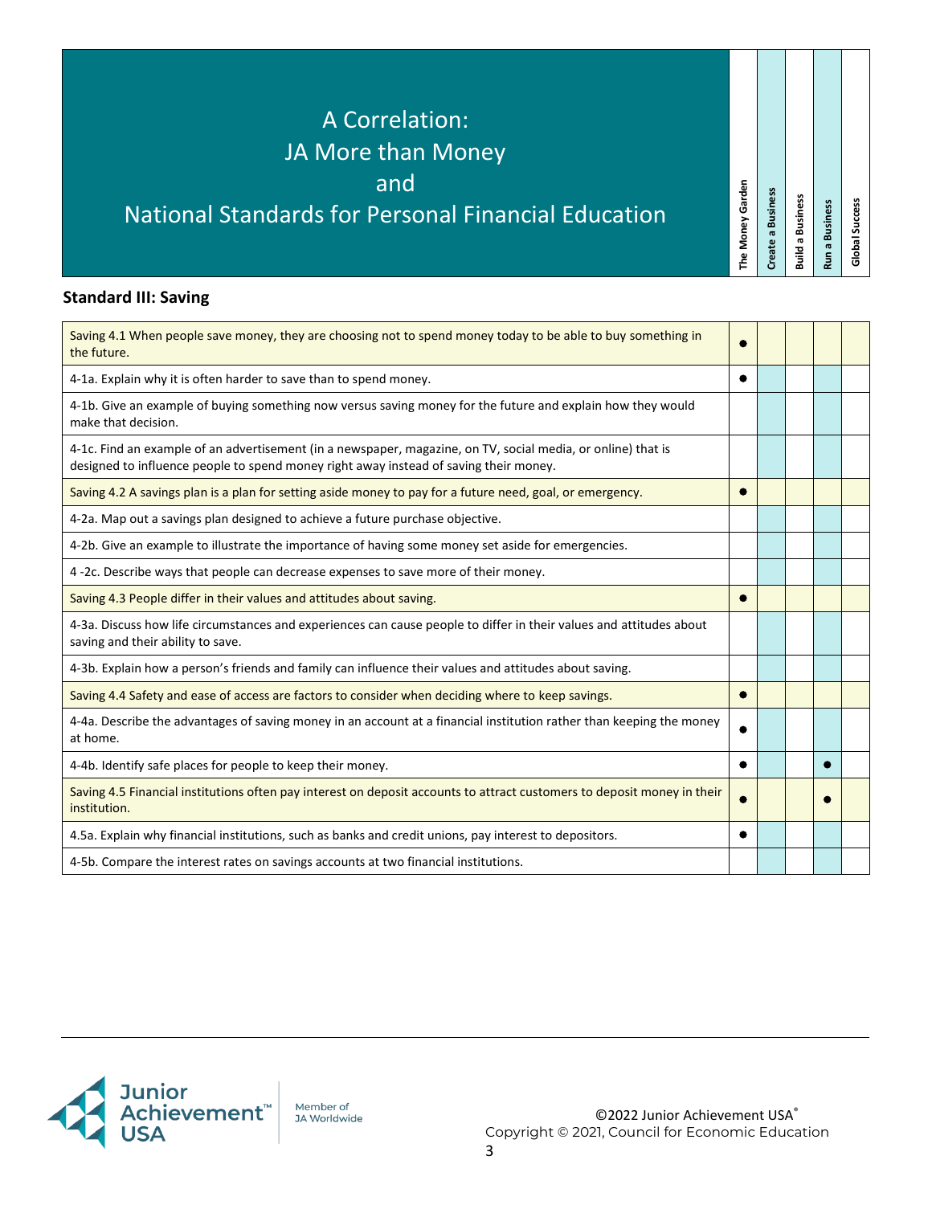# A Correlation: JA More than Money and National Standards for Personal Financial Education

## Standard III: Saving

| Standard | The Money Garden | Create a Business | Build a Business | Run a Business | Global Success |
|---|---|---|---|---|---|
| Saving 4.1 When people save money, they are choosing not to spend money today to be able to buy something in the future. | ● | | | | |
| 4-1a. Explain why it is often harder to save than to spend money. | ● | | | | |
| 4-1b. Give an example of buying something now versus saving money for the future and explain how they would make that decision. | | | | | |
| 4-1c. Find an example of an advertisement (in a newspaper, magazine, on TV, social media, or online) that is designed to influence people to spend money right away instead of saving their money. | | | | | |
| Saving 4.2 A savings plan is a plan for setting aside money to pay for a future need, goal, or emergency. | ● | | | | |
| 4-2a. Map out a savings plan designed to achieve a future purchase objective. | | | | | |
| 4-2b. Give an example to illustrate the importance of having some money set aside for emergencies. | | | | | |
| 4 -2c. Describe ways that people can decrease expenses to save more of their money. | | | | | |
| Saving 4.3 People differ in their values and attitudes about saving. | ● | | | | |
| 4-3a. Discuss how life circumstances and experiences can cause people to differ in their values and attitudes about saving and their ability to save. | | | | | |
| 4-3b. Explain how a person's friends and family can influence their values and attitudes about saving. | | | | | |
| Saving 4.4 Safety and ease of access are factors to consider when deciding where to keep savings. | ● | | | | |
| 4-4a. Describe the advantages of saving money in an account at a financial institution rather than keeping the money at home. | ● | | | | |
| 4-4b. Identify safe places for people to keep their money. | ● | | | ● | |
| Saving 4.5 Financial institutions often pay interest on deposit accounts to attract customers to deposit money in their institution. | ● | | | ● | |
| 4.5a. Explain why financial institutions, such as banks and credit unions, pay interest to depositors. | ● | | | | |
| 4-5b. Compare the interest rates on savings accounts at two financial institutions. | | | | | |

©2022 Junior Achievement USA®
Copyright © 2021, Council for Economic Education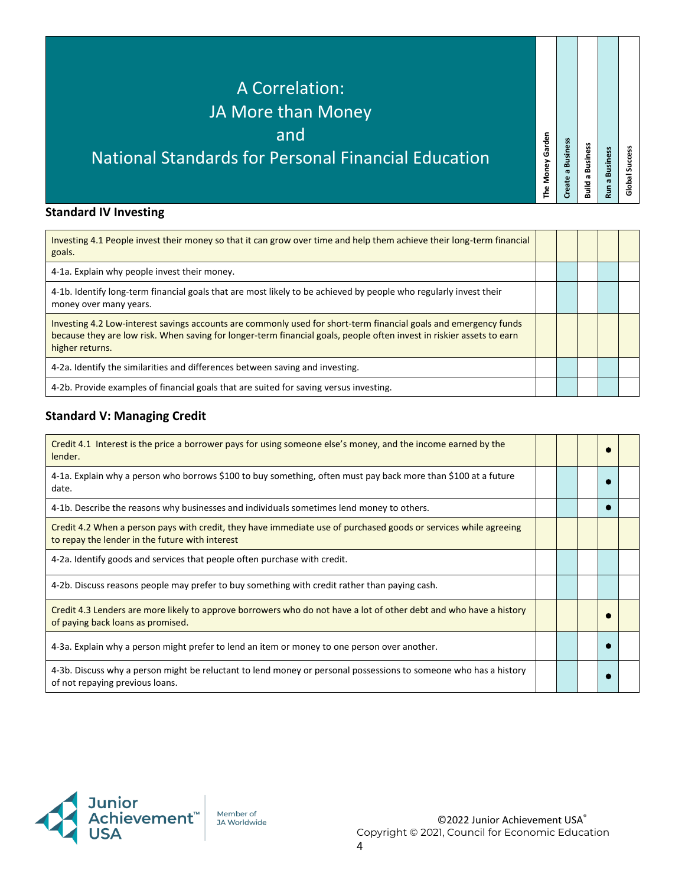# A Correlation: JA More than Money and National Standards for Personal Financial Education

## Standard IV Investing

| Standard | The Money Garden | Create a Business | Build a Business | Run a Business | Global Success |
|---|---|---|---|---|---|
| Investing 4.1 People invest their money so that it can grow over time and help them achieve their long-term financial goals. | | | | | |
| 4-1a. Explain why people invest their money. | | | | | |
| 4-1b. Identify long-term financial goals that are most likely to be achieved by people who regularly invest their money over many years. | | | | | |
| Investing 4.2 Low-interest savings accounts are commonly used for short-term financial goals and emergency funds because they are low risk. When saving for longer-term financial goals, people often invest in riskier assets to earn higher returns. | | | | | |
| 4-2a. Identify the similarities and differences between saving and investing. | | | | | |
| 4-2b. Provide examples of financial goals that are suited for saving versus investing. | | | | | |

## Standard V: Managing Credit

| Standard | The Money Garden | Create a Business | Build a Business | Run a Business | Global Success |
|---|---|---|---|---|---|
| Credit 4.1 Interest is the price a borrower pays for using someone else's money, and the income earned by the lender. | | | | ● | |
| 4-1a. Explain why a person who borrows $100 to buy something, often must pay back more than $100 at a future date. | | | | ● | |
| 4-1b. Describe the reasons why businesses and individuals sometimes lend money to others. | | | | ● | |
| Credit 4.2 When a person pays with credit, they have immediate use of purchased goods or services while agreeing to repay the lender in the future with interest | | | | | |
| 4-2a. Identify goods and services that people often purchase with credit. | | | | | |
| 4-2b. Discuss reasons people may prefer to buy something with credit rather than paying cash. | | | | | |
| Credit 4.3 Lenders are more likely to approve borrowers who do not have a lot of other debt and who have a history of paying back loans as promised. | | | | ● | |
| 4-3a. Explain why a person might prefer to lend an item or money to one person over another. | | | | ● | |
| 4-3b. Discuss why a person might be reluctant to lend money or personal possessions to someone who has a history of not repaying previous loans. | | | | ● | |

©2022 Junior Achievement USA®
Copyright © 2021, Council for Economic Education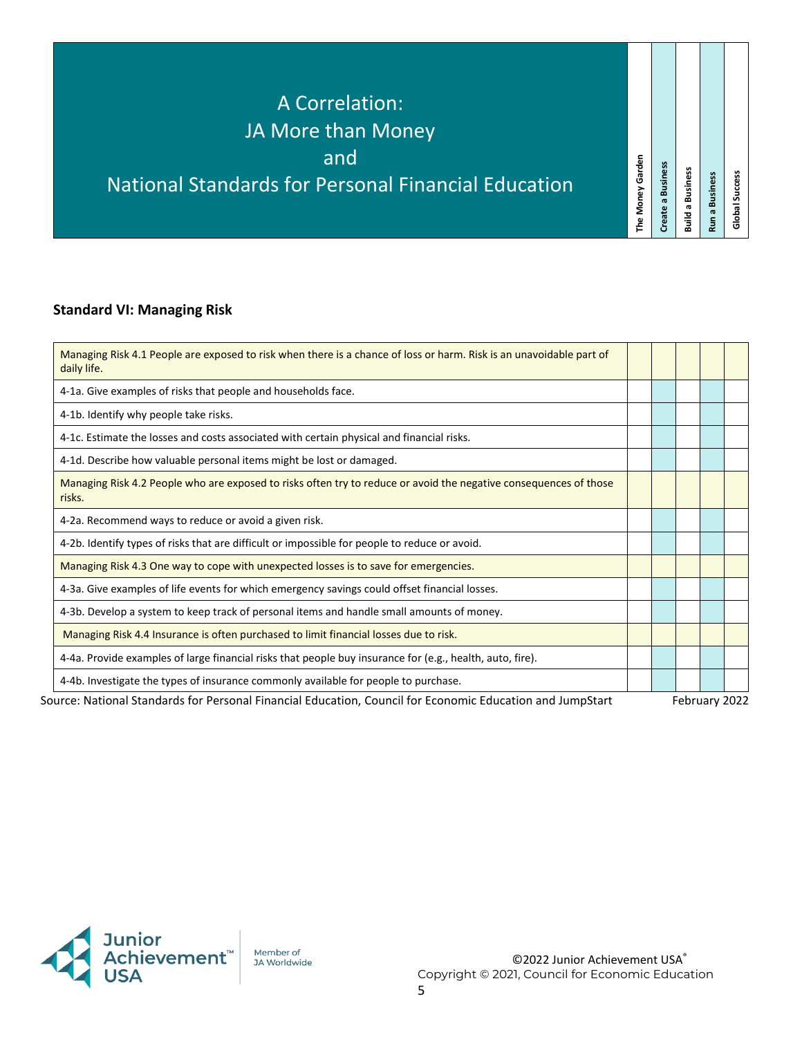# A Correlation: JA More than Money and National Standards for Personal Financial Education

## Standard VI: Managing Risk

| | The Money Garden | Create a Business | Build a Business | Run a Business | Global Success |
|---|---|---|---|---|---|
| Managing Risk 4.1 People are exposed to risk when there is a chance of loss or harm. Risk is an unavoidable part of daily life. | | | | | |
| 4-1a. Give examples of risks that people and households face. | | | | | |
| 4-1b. Identify why people take risks. | | | | | |
| 4-1c. Estimate the losses and costs associated with certain physical and financial risks. | | | | | |
| 4-1d. Describe how valuable personal items might be lost or damaged. | | | | | |
| Managing Risk 4.2 People who are exposed to risks often try to reduce or avoid the negative consequences of those risks. | | | | | |
| 4-2a. Recommend ways to reduce or avoid a given risk. | | | | | |
| 4-2b. Identify types of risks that are difficult or impossible for people to reduce or avoid. | | | | | |
| Managing Risk 4.3 One way to cope with unexpected losses is to save for emergencies. | | | | | |
| 4-3a. Give examples of life events for which emergency savings could offset financial losses. | | | | | |
| 4-3b. Develop a system to keep track of personal items and handle small amounts of money. | | | | | |
| Managing Risk 4.4 Insurance is often purchased to limit financial losses due to risk. | | | | | |
| 4-4a. Provide examples of large financial risks that people buy insurance for (e.g., health, auto, fire). | | | | | |
| 4-4b. Investigate the types of insurance commonly available for people to purchase. | | | | | |

Source: National Standards for Personal Financial Education, Council for Economic Education and JumpStart February 2022

Junior Achievement™ USA | Member of JA Worldwide

©2022 Junior Achievement USA®
Copyright © 2021, Council for Economic Education